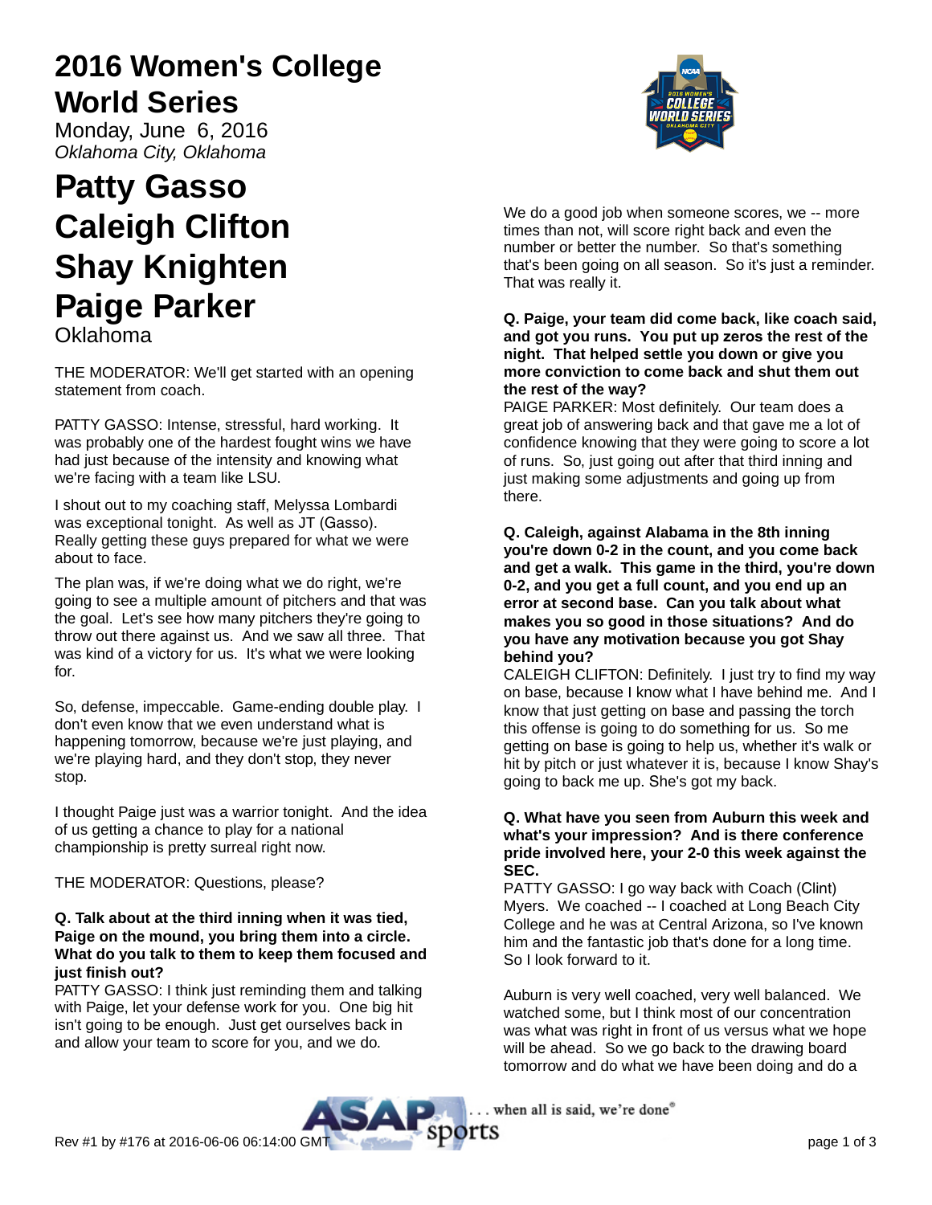# 2016 Women's College World Series

Monday, June 6, 2016

*Oklahoma City, Oklahoma*

# Patty Gasso
# Caleigh Clifton
# Shay Knighten
# Paige Parker

Oklahoma

THE MODERATOR: We'll get started with an opening statement from coach.

PATTY GASSO: Intense, stressful, hard working. It was probably one of the hardest fought wins we have had just because of the intensity and knowing what we're facing with a team like LSU.

I shout out to my coaching staff, Melyssa Lombardi was exceptional tonight. As well as JT (Gasso). Really getting these guys prepared for what we were about to face.

The plan was, if we're doing what we do right, we're going to see a multiple amount of pitchers and that was the goal. Let's see how many pitchers they're going to throw out there against us. And we saw all three. That was kind of a victory for us. It's what we were looking for.

So, defense, impeccable. Game-ending double play. I don't even know that we even understand what is happening tomorrow, because we're just playing, and we're playing hard, and they don't stop, they never stop.

I thought Paige just was a warrior tonight. And the idea of us getting a chance to play for a national championship is pretty surreal right now.

THE MODERATOR: Questions, please?

**Q. Talk about at the third inning when it was tied, Paige on the mound, you bring them into a circle. What do you talk to them to keep them focused and just finish out?**

PATTY GASSO: I think just reminding them and talking with Paige, let your defense work for you. One big hit isn't going to be enough. Just get ourselves back in and allow your team to score for you, and we do.

We do a good job when someone scores, we -- more times than not, will score right back and even the number or better the number. So that's something that's been going on all season. So it's just a reminder. That was really it.

**Q. Paige, your team did come back, like coach said, and got you runs. You put up zeros the rest of the night. That helped settle you down or give you more conviction to come back and shut them out the rest of the way?**

PAIGE PARKER: Most definitely. Our team does a great job of answering back and that gave me a lot of confidence knowing that they were going to score a lot of runs. So, just going out after that third inning and just making some adjustments and going up from there.

**Q. Caleigh, against Alabama in the 8th inning you're down 0-2 in the count, and you come back and get a walk. This game in the third, you're down 0-2, and you get a full count, and you end up an error at second base. Can you talk about what makes you so good in those situations? And do you have any motivation because you got Shay behind you?**

CALEIGH CLIFTON: Definitely. I just try to find my way on base, because I know what I have behind me. And I know that just getting on base and passing the torch this offense is going to do something for us. So me getting on base is going to help us, whether it's walk or hit by pitch or just whatever it is, because I know Shay's going to back me up. She's got my back.

**Q. What have you seen from Auburn this week and what's your impression? And is there conference pride involved here, your 2-0 this week against the SEC.**

PATTY GASSO: I go way back with Coach (Clint) Myers. We coached -- I coached at Long Beach City College and he was at Central Arizona, so I've known him and the fantastic job that's done for a long time. So I look forward to it.

Auburn is very well coached, very well balanced. We watched some, but I think most of our concentration was what was right in front of us versus what we hope will be ahead. So we go back to the drawing board tomorrow and do what we have been doing and do a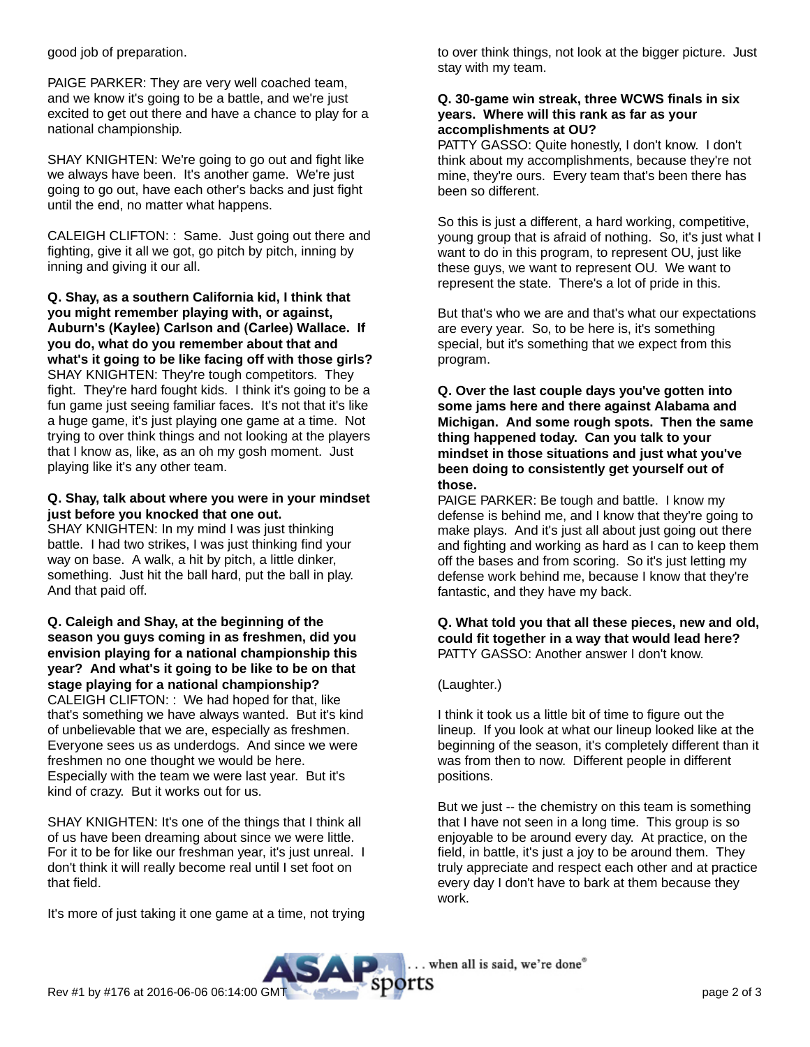good job of preparation.

PAIGE PARKER: They are very well coached team, and we know it's going to be a battle, and we're just excited to get out there and have a chance to play for a national championship.

SHAY KNIGHTEN: We're going to go out and fight like we always have been. It's another game. We're just going to go out, have each other's backs and just fight until the end, no matter what happens.

CALEIGH CLIFTON: : Same. Just going out there and fighting, give it all we got, go pitch by pitch, inning by inning and giving it our all.

**Q. Shay, as a southern California kid, I think that you might remember playing with, or against, Auburn's (Kaylee) Carlson and (Carlee) Wallace. If you do, what do you remember about that and what's it going to be like facing off with those girls?**
SHAY KNIGHTEN: They're tough competitors. They fight. They're hard fought kids. I think it's going to be a fun game just seeing familiar faces. It's not that it's like a huge game, it's just playing one game at a time. Not trying to over think things and not looking at the players that I know as, like, as an oh my gosh moment. Just playing like it's any other team.

**Q. Shay, talk about where you were in your mindset just before you knocked that one out.**
SHAY KNIGHTEN: In my mind I was just thinking battle. I had two strikes, I was just thinking find your way on base. A walk, a hit by pitch, a little dinker, something. Just hit the ball hard, put the ball in play. And that paid off.

**Q. Caleigh and Shay, at the beginning of the season you guys coming in as freshmen, did you envision playing for a national championship this year? And what's it going to be like to be on that stage playing for a national championship?**
CALEIGH CLIFTON: : We had hoped for that, like that's something we have always wanted. But it's kind of unbelievable that we are, especially as freshmen. Everyone sees us as underdogs. And since we were freshmen no one thought we would be here. Especially with the team we were last year. But it's kind of crazy. But it works out for us.

SHAY KNIGHTEN: It's one of the things that I think all of us have been dreaming about since we were little. For it to be for like our freshman year, it's just unreal. I don't think it will really become real until I set foot on that field.

It's more of just taking it one game at a time, not trying to over think things, not look at the bigger picture. Just stay with my team.

**Q. 30-game win streak, three WCWS finals in six years. Where will this rank as far as your accomplishments at OU?**
PATTY GASSO: Quite honestly, I don't know. I don't think about my accomplishments, because they're not mine, they're ours. Every team that's been there has been so different.

So this is just a different, a hard working, competitive, young group that is afraid of nothing. So, it's just what I want to do in this program, to represent OU, just like these guys, we want to represent OU. We want to represent the state. There's a lot of pride in this.

But that's who we are and that's what our expectations are every year. So, to be here is, it's something special, but it's something that we expect from this program.

**Q. Over the last couple days you've gotten into some jams here and there against Alabama and Michigan. And some rough spots. Then the same thing happened today. Can you talk to your mindset in those situations and just what you've been doing to consistently get yourself out of those.**
PAIGE PARKER: Be tough and battle. I know my defense is behind me, and I know that they're going to make plays. And it's just all about just going out there and fighting and working as hard as I can to keep them off the bases and from scoring. So it's just letting my defense work behind me, because I know that they're fantastic, and they have my back.

**Q. What told you that all these pieces, new and old, could fit together in a way that would lead here?**
PATTY GASSO: Another answer I don't know.

(Laughter.)

I think it took us a little bit of time to figure out the lineup. If you look at what our lineup looked like at the beginning of the season, it's completely different than it was from then to now. Different people in different positions.

But we just -- the chemistry on this team is something that I have not seen in a long time. This group is so enjoyable to be around every day. At practice, on the field, in battle, it's just a joy to be around them. They truly appreciate and respect each other and at practice every day I don't have to bark at them because they work.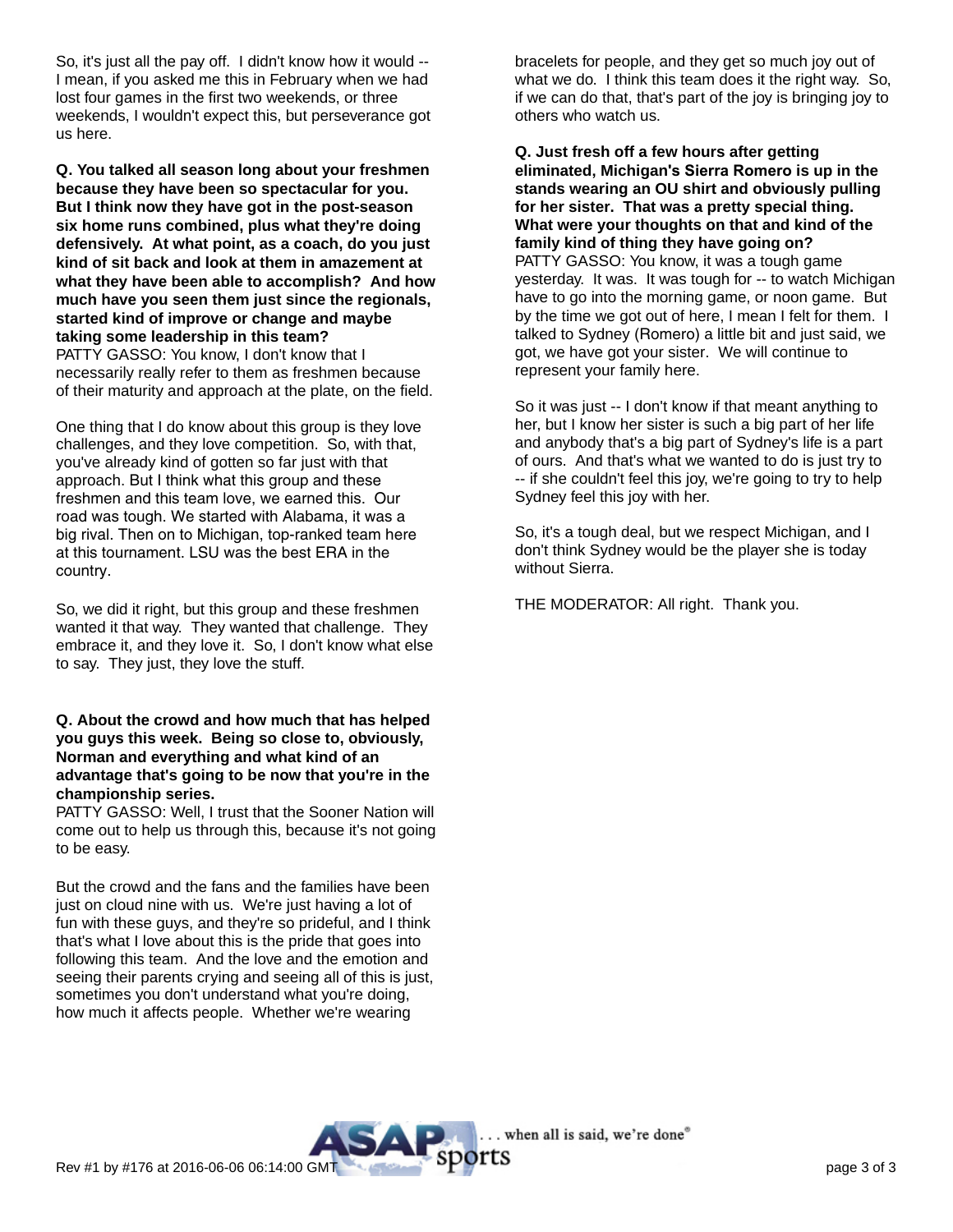So, it's just all the pay off. I didn't know how it would -- I mean, if you asked me this in February when we had lost four games in the first two weekends, or three weekends, I wouldn't expect this, but perseverance got us here.

**Q. You talked all season long about your freshmen because they have been so spectacular for you. But I think now they have got in the post-season six home runs combined, plus what they're doing defensively. At what point, as a coach, do you just kind of sit back and look at them in amazement at what they have been able to accomplish? And how much have you seen them just since the regionals, started kind of improve or change and maybe taking some leadership in this team?**

PATTY GASSO: You know, I don't know that I necessarily really refer to them as freshmen because of their maturity and approach at the plate, on the field.

One thing that I do know about this group is they love challenges, and they love competition. So, with that, you've already kind of gotten so far just with that approach. But I think what this group and these freshmen and this team love, we earned this. Our road was tough. We started with Alabama, it was a big rival. Then on to Michigan, top-ranked team here at this tournament. LSU was the best ERA in the country.

So, we did it right, but this group and these freshmen wanted it that way. They wanted that challenge. They embrace it, and they love it. So, I don't know what else to say. They just, they love the stuff.

**Q. About the crowd and how much that has helped you guys this week. Being so close to, obviously, Norman and everything and what kind of an advantage that's going to be now that you're in the championship series.**

PATTY GASSO: Well, I trust that the Sooner Nation will come out to help us through this, because it's not going to be easy.

But the crowd and the fans and the families have been just on cloud nine with us. We're just having a lot of fun with these guys, and they're so prideful, and I think that's what I love about this is the pride that goes into following this team. And the love and the emotion and seeing their parents crying and seeing all of this is just, sometimes you don't understand what you're doing, how much it affects people. Whether we're wearing bracelets for people, and they get so much joy out of what we do. I think this team does it the right way. So, if we can do that, that's part of the joy is bringing joy to others who watch us.

**Q. Just fresh off a few hours after getting eliminated, Michigan's Sierra Romero is up in the stands wearing an OU shirt and obviously pulling for her sister. That was a pretty special thing. What were your thoughts on that and kind of the family kind of thing they have going on?**

PATTY GASSO: You know, it was a tough game yesterday. It was. It was tough for -- to watch Michigan have to go into the morning game, or noon game. But by the time we got out of here, I mean I felt for them. I talked to Sydney (Romero) a little bit and just said, we got, we have got your sister. We will continue to represent your family here.

So it was just -- I don't know if that meant anything to her, but I know her sister is such a big part of her life and anybody that's a big part of Sydney's life is a part of ours. And that's what we wanted to do is just try to -- if she couldn't feel this joy, we're going to try to help Sydney feel this joy with her.

So, it's a tough deal, but we respect Michigan, and I don't think Sydney would be the player she is today without Sierra.

THE MODERATOR: All right. Thank you.